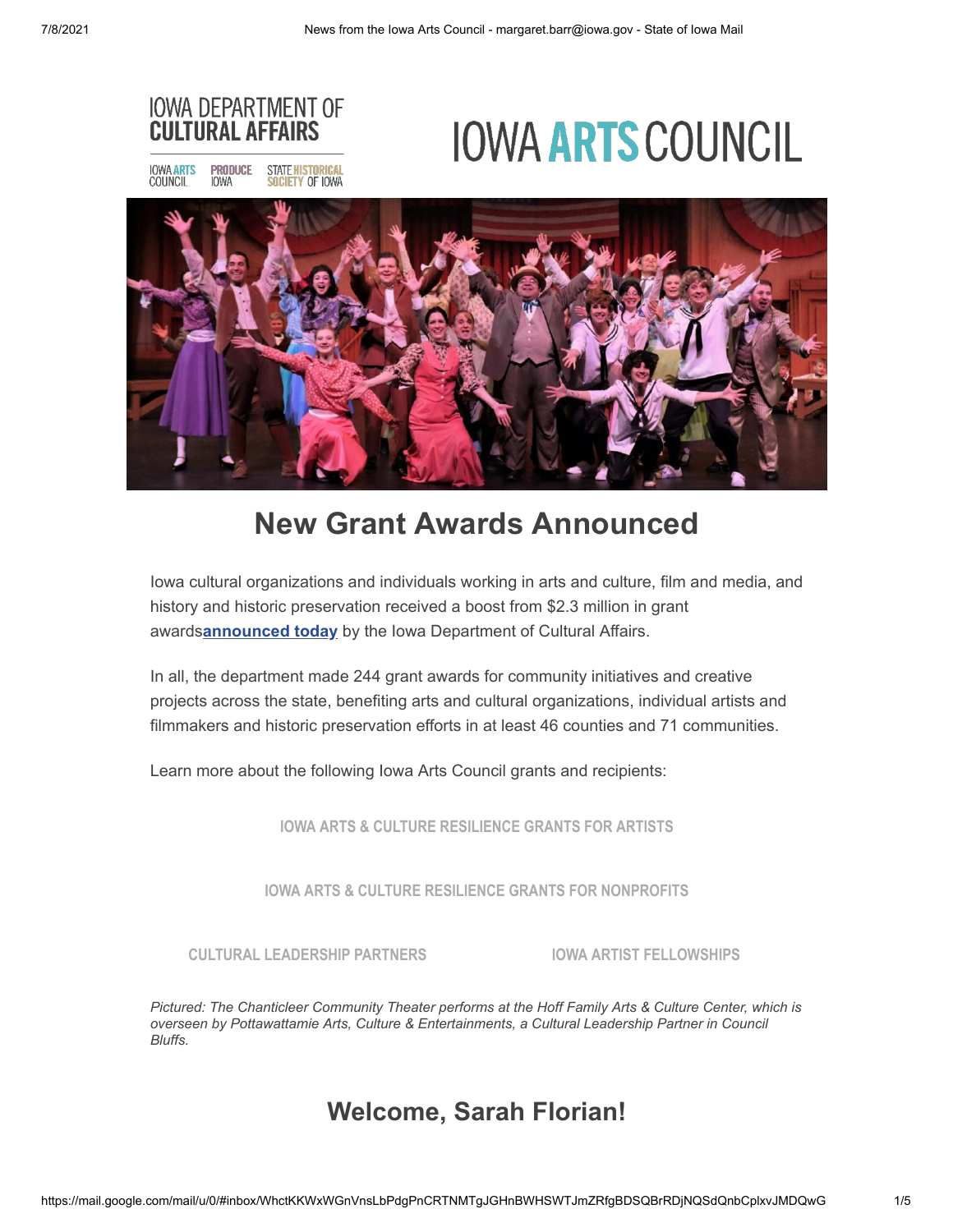IOWA DEPARTMENT OF
**CULTURAL AFFAIRS**

IOWA ARTS COUNCIL | PRODUCE IOWA | STATE HISTORICAL SOCIETY OF IOWA

# IOWA ARTS COUNCIL

## New Grant Awards Announced

Iowa cultural organizations and individuals working in arts and culture, film and media, and history and historic preservation received a boost from $2.3 million in grant awards**announced today** by the Iowa Department of Cultural Affairs.

In all, the department made 244 grant awards for community initiatives and creative projects across the state, benefiting arts and cultural organizations, individual artists and filmmakers and historic preservation efforts in at least 46 counties and 71 communities.

Learn more about the following Iowa Arts Council grants and recipients:

IOWA ARTS & CULTURE RESILIENCE GRANTS FOR ARTISTS

IOWA ARTS & CULTURE RESILIENCE GRANTS FOR NONPROFITS

CULTURAL LEADERSHIP PARTNERS

IOWA ARTIST FELLOWSHIPS

*Pictured: The Chanticleer Community Theater performs at the Hoff Family Arts & Culture Center, which is overseen by Pottawattamie Arts, Culture & Entertainments, a Cultural Leadership Partner in Council Bluffs.*

## Welcome, Sarah Florian!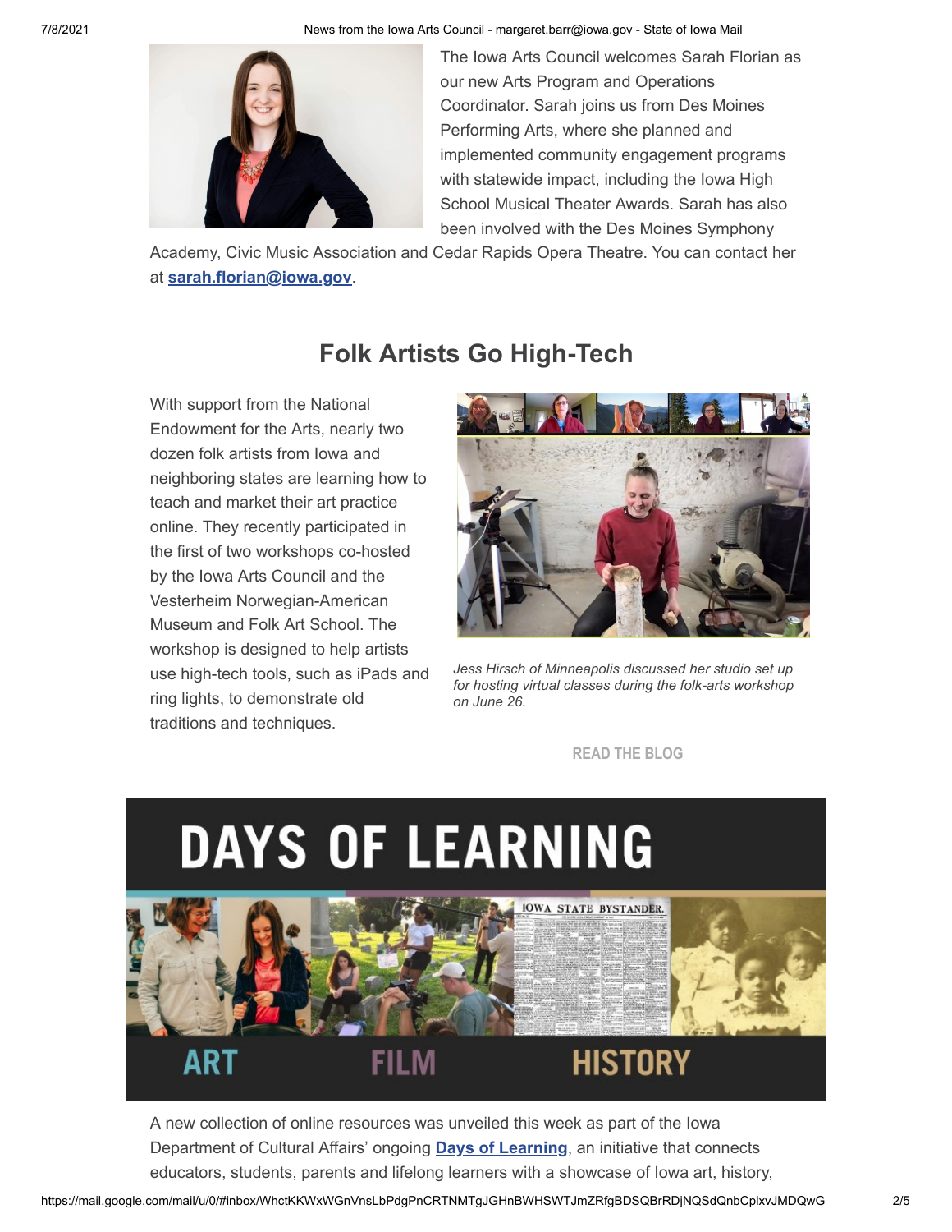The Iowa Arts Council welcomes Sarah Florian as our new Arts Program and Operations Coordinator. Sarah joins us from Des Moines Performing Arts, where she planned and implemented community engagement programs with statewide impact, including the Iowa High School Musical Theater Awards. Sarah has also been involved with the Des Moines Symphony Academy, Civic Music Association and Cedar Rapids Opera Theatre. You can contact her at **sarah.florian@iowa.gov**.

## Folk Artists Go High-Tech

With support from the National Endowment for the Arts, nearly two dozen folk artists from Iowa and neighboring states are learning how to teach and market their art practice online. They recently participated in the first of two workshops co-hosted by the Iowa Arts Council and the Vesterheim Norwegian-American Museum and Folk Art School. The workshop is designed to help artists use high-tech tools, such as iPads and ring lights, to demonstrate old traditions and techniques.

*Jess Hirsch of Minneapolis discussed her studio set up for hosting virtual classes during the folk-arts workshop on June 26.*

READ THE BLOG

DAYS OF LEARNING

ART FILM HISTORY

A new collection of online resources was unveiled this week as part of the Iowa Department of Cultural Affairs' ongoing **Days of Learning**, an initiative that connects educators, students, parents and lifelong learners with a showcase of Iowa art, history,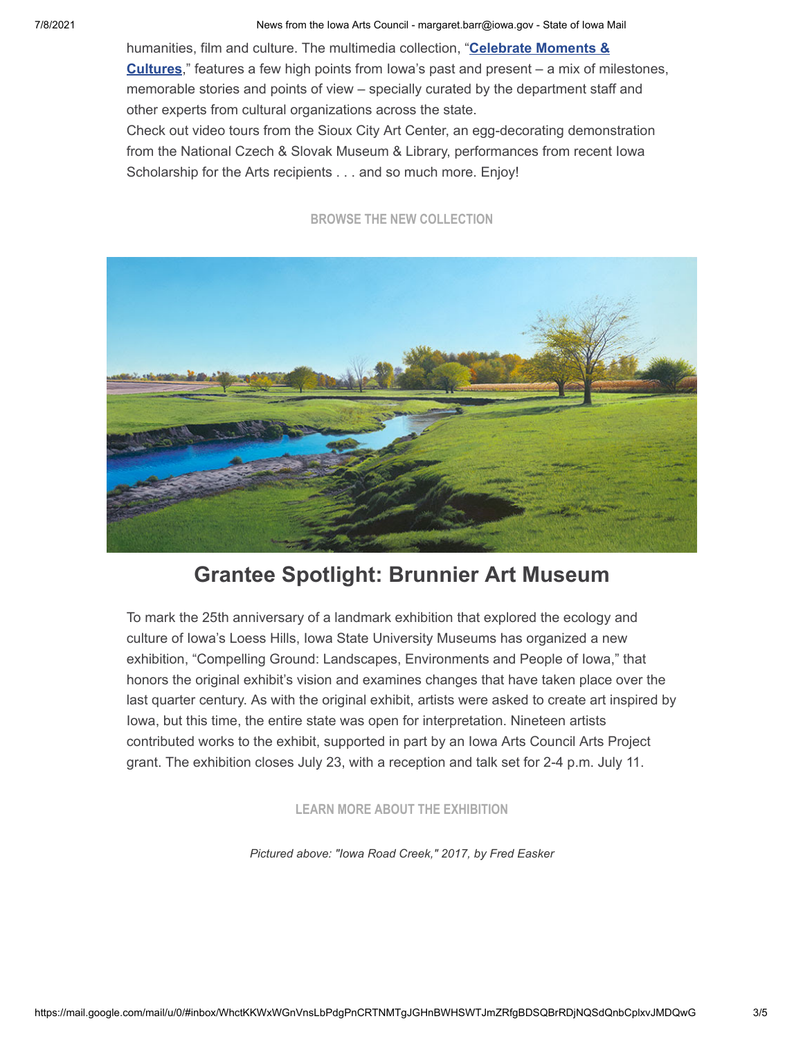humanities, film and culture. The multimedia collection, "**Celebrate Moments & Cultures**," features a few high points from Iowa's past and present – a mix of milestones, memorable stories and points of view – specially curated by the department staff and other experts from cultural organizations across the state.

Check out video tours from the Sioux City Art Center, an egg-decorating demonstration from the National Czech & Slovak Museum & Library, performances from recent Iowa Scholarship for the Arts recipients . . . and so much more. Enjoy!

BROWSE THE NEW COLLECTION

## Grantee Spotlight: Brunnier Art Museum

To mark the 25th anniversary of a landmark exhibition that explored the ecology and culture of Iowa's Loess Hills, Iowa State University Museums has organized a new exhibition, "Compelling Ground: Landscapes, Environments and People of Iowa," that honors the original exhibit's vision and examines changes that have taken place over the last quarter century. As with the original exhibit, artists were asked to create art inspired by Iowa, but this time, the entire state was open for interpretation. Nineteen artists contributed works to the exhibit, supported in part by an Iowa Arts Council Arts Project grant. The exhibition closes July 23, with a reception and talk set for 2-4 p.m. July 11.

LEARN MORE ABOUT THE EXHIBITION

*Pictured above: "Iowa Road Creek," 2017, by Fred Easker*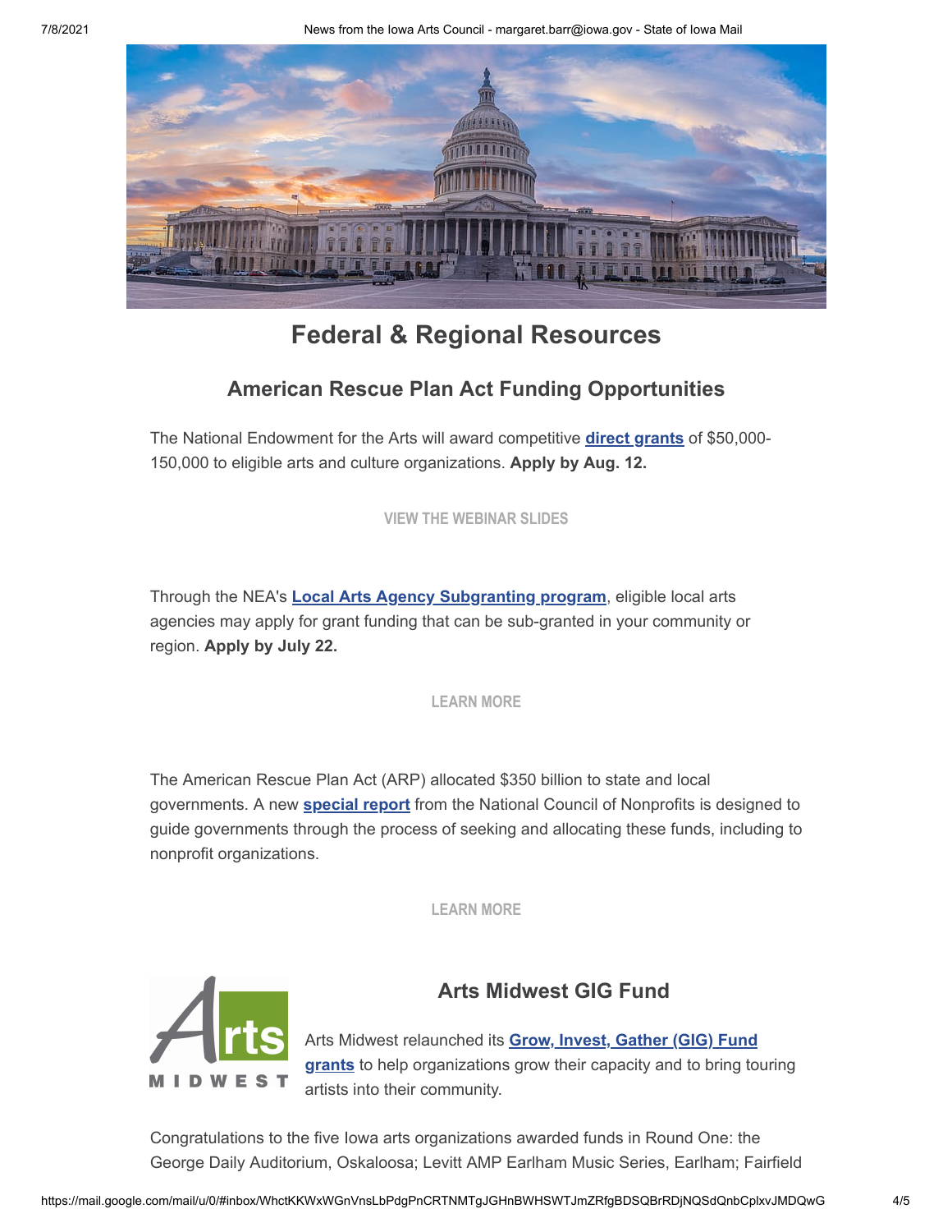# Federal & Regional Resources

## American Rescue Plan Act Funding Opportunities

The National Endowment for the Arts will award competitive **direct grants** of $50,000-150,000 to eligible arts and culture organizations. **Apply by Aug. 12.**

VIEW THE WEBINAR SLIDES

Through the NEA's **Local Arts Agency Subgranting program**, eligible local arts agencies may apply for grant funding that can be sub-granted in your community or region. **Apply by July 22.**

LEARN MORE

The American Rescue Plan Act (ARP) allocated $350 billion to state and local governments. A new **special report** from the National Council of Nonprofits is designed to guide governments through the process of seeking and allocating these funds, including to nonprofit organizations.

LEARN MORE

## Arts Midwest GIG Fund

Arts Midwest relaunched its **Grow, Invest, Gather (GIG) Fund grants** to help organizations grow their capacity and to bring touring artists into their community.

Congratulations to the five Iowa arts organizations awarded funds in Round One: the George Daily Auditorium, Oskaloosa; Levitt AMP Earlham Music Series, Earlham; Fairfield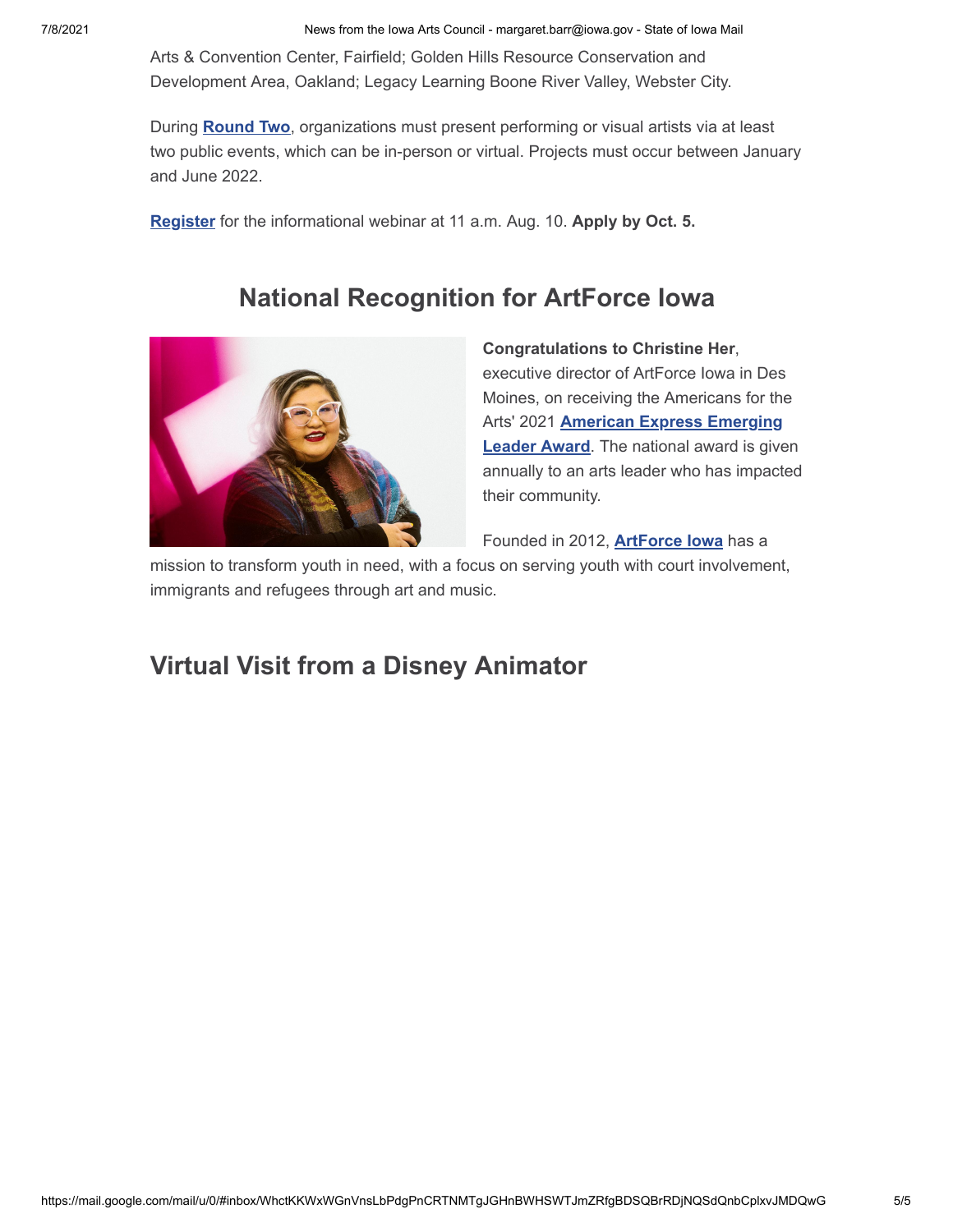Arts & Convention Center, Fairfield; Golden Hills Resource Conservation and Development Area, Oakland; Legacy Learning Boone River Valley, Webster City.

During **Round Two**, organizations must present performing or visual artists via at least two public events, which can be in-person or virtual. Projects must occur between January and June 2022.

**Register** for the informational webinar at 11 a.m. Aug. 10. **Apply by Oct. 5.**

## National Recognition for ArtForce Iowa

**Congratulations to Christine Her**, executive director of ArtForce Iowa in Des Moines, on receiving the Americans for the Arts' 2021 **American Express Emerging Leader Award**. The national award is given annually to an arts leader who has impacted their community.

Founded in 2012, **ArtForce Iowa** has a mission to transform youth in need, with a focus on serving youth with court involvement, immigrants and refugees through art and music.

## Virtual Visit from a Disney Animator